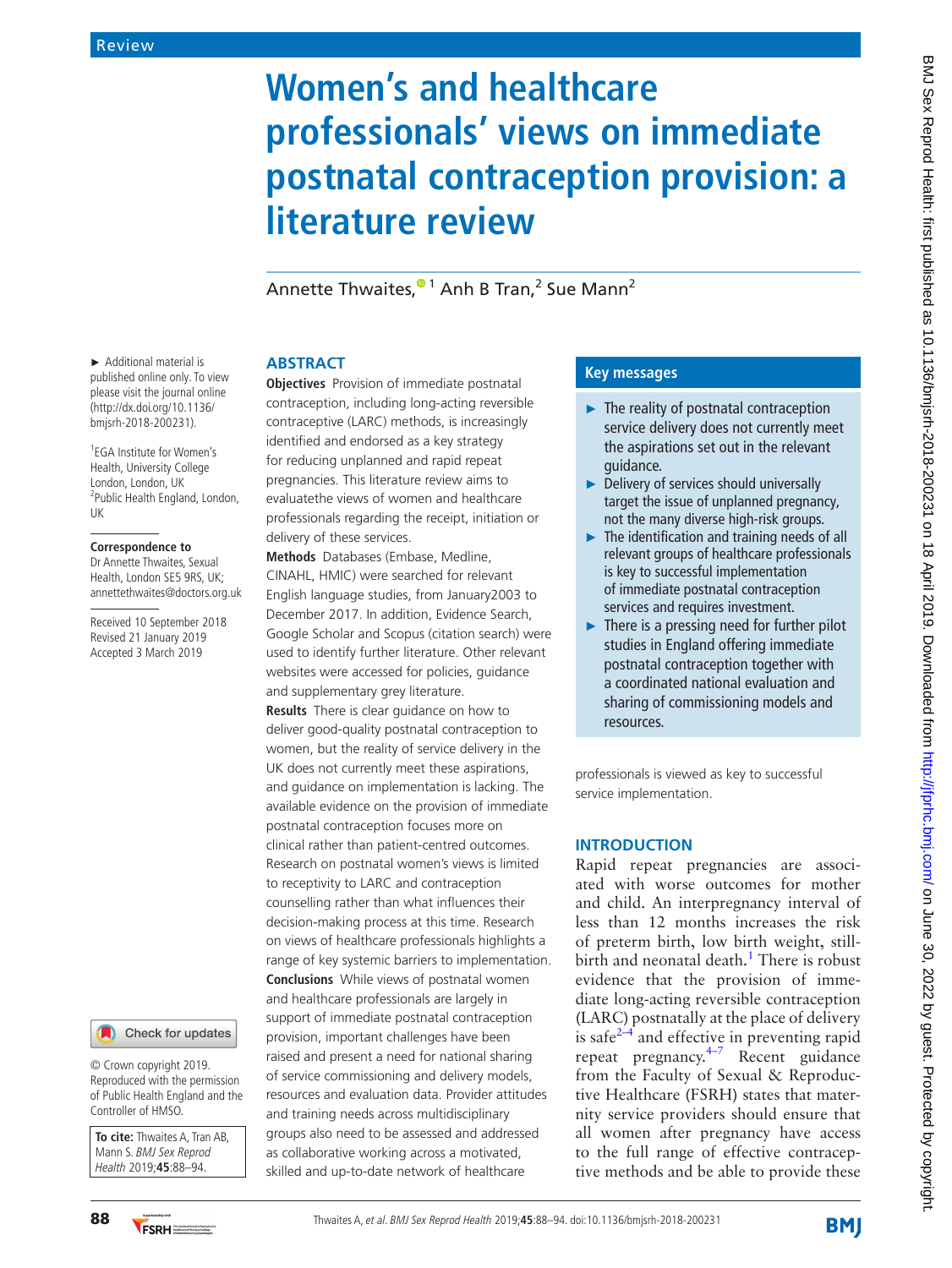Review

# Women's and healthcare professionals' views on immediate postnatal contraception provision: a literature review

Annette Thwaites,[1] Anh B Tran,[2] Sue Mann[2]

► Additional material is published online only. To view please visit the journal online (http://dx.doi.org/10.1136/bmjsrh-2018-200231).

[1]EGA Institute for Women's Health, University College London, London, UK
[2]Public Health England, London, UK

**Correspondence to**
Dr Annette Thwaites, Sexual Health, London SE5 9RS, UK; annettethwaites@doctors.org.uk

Received 10 September 2018
Revised 21 January 2019
Accepted 3 March 2019

© Crown copyright 2019. Reproduced with the permission of Public Health England and the Controller of HMSO.

**To cite:** Thwaites A, Tran AB, Mann S. *BMJ Sex Reprod Health* 2019;**45**:88–94.

## ABSTRACT

**Objectives** Provision of immediate postnatal contraception, including long-acting reversible contraceptive (LARC) methods, is increasingly identified and endorsed as a key strategy for reducing unplanned and rapid repeat pregnancies. This literature review aims to evaluatethe views of women and healthcare professionals regarding the receipt, initiation or delivery of these services.

**Methods** Databases (Embase, Medline, CINAHL, HMIC) were searched for relevant English language studies, from January2003 to December 2017. In addition, Evidence Search, Google Scholar and Scopus (citation search) were used to identify further literature. Other relevant websites were accessed for policies, guidance and supplementary grey literature.

**Results** There is clear guidance on how to deliver good-quality postnatal contraception to women, but the reality of service delivery in the UK does not currently meet these aspirations, and guidance on implementation is lacking. The available evidence on the provision of immediate postnatal contraception focuses more on clinical rather than patient-centred outcomes. Research on postnatal women's views is limited to receptivity to LARC and contraception counselling rather than what influences their decision-making process at this time. Research on views of healthcare professionals highlights a range of key systemic barriers to implementation.

**Conclusions** While views of postnatal women and healthcare professionals are largely in support of immediate postnatal contraception provision, important challenges have been raised and present a need for national sharing of service commissioning and delivery models, resources and evaluation data. Provider attitudes and training needs across multidisciplinary groups also need to be assessed and addressed as collaborative working across a motivated, skilled and up-to-date network of healthcare professionals is viewed as key to successful service implementation.

## Key messages

- ► The reality of postnatal contraception service delivery does not currently meet the aspirations set out in the relevant guidance.
- ► Delivery of services should universally target the issue of unplanned pregnancy, not the many diverse high-risk groups.
- ► The identification and training needs of all relevant groups of healthcare professionals is key to successful implementation of immediate postnatal contraception services and requires investment.
- ► There is a pressing need for further pilot studies in England offering immediate postnatal contraception together with a coordinated national evaluation and sharing of commissioning models and resources.

## INTRODUCTION

Rapid repeat pregnancies are associated with worse outcomes for mother and child. An interpregnancy interval of less than 12 months increases the risk of preterm birth, low birth weight, stillbirth and neonatal death.[1] There is robust evidence that the provision of immediate long-acting reversible contraception (LARC) postnatally at the place of delivery is safe[2–4] and effective in preventing rapid repeat pregnancy.[4–7] Recent guidance from the Faculty of Sexual & Reproductive Healthcare (FSRH) states that maternity service providers should ensure that all women after pregnancy have access to the full range of effective contraceptive methods and be able to provide these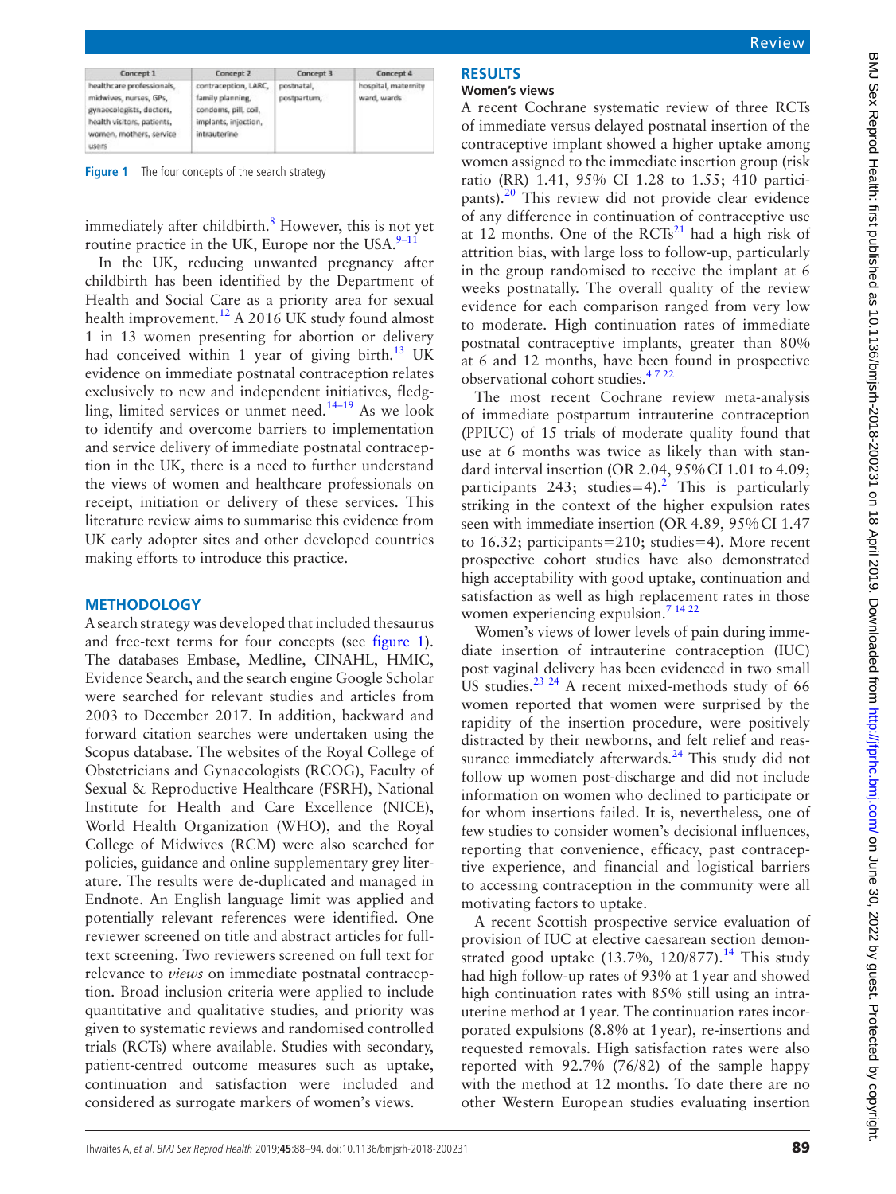| Concept 1 | Concept 2 | Concept 3 | Concept 4 |
|---|---|---|---|
| healthcare professionals, midwives, nurses, GPs, gynaecologists, doctors, health visitors, patients, women, mothers, service users | contraception, LARC, family planning, condoms, pill, coil, implants, injection, intrauterine | postnatal, postpartum, | hospital, maternity ward, wards |

**Figure 1** The four concepts of the search strategy

immediately after childbirth.[8] However, this is not yet routine practice in the UK, Europe nor the USA.[9–11]

In the UK, reducing unwanted pregnancy after childbirth has been identified by the Department of Health and Social Care as a priority area for sexual health improvement.[12] A 2016 UK study found almost 1 in 13 women presenting for abortion or delivery had conceived within 1 year of giving birth.[13] UK evidence on immediate postnatal contraception relates exclusively to new and independent initiatives, fledgling, limited services or unmet need.[14–19] As we look to identify and overcome barriers to implementation and service delivery of immediate postnatal contraception in the UK, there is a need to further understand the views of women and healthcare professionals on receipt, initiation or delivery of these services. This literature review aims to summarise this evidence from UK early adopter sites and other developed countries making efforts to introduce this practice.

## METHODOLOGY

A search strategy was developed that included thesaurus and free-text terms for four concepts (see figure 1). The databases Embase, Medline, CINAHL, HMIC, Evidence Search, and the search engine Google Scholar were searched for relevant studies and articles from 2003 to December 2017. In addition, backward and forward citation searches were undertaken using the Scopus database. The websites of the Royal College of Obstetricians and Gynaecologists (RCOG), Faculty of Sexual & Reproductive Healthcare (FSRH), National Institute for Health and Care Excellence (NICE), World Health Organization (WHO), and the Royal College of Midwives (RCM) were also searched for policies, guidance and online supplementary grey literature. The results were de-duplicated and managed in Endnote. An English language limit was applied and potentially relevant references were identified. One reviewer screened on title and abstract articles for full-text screening. Two reviewers screened on full text for relevance to *views* on immediate postnatal contraception. Broad inclusion criteria were applied to include quantitative and qualitative studies, and priority was given to systematic reviews and randomised controlled trials (RCTs) where available. Studies with secondary, patient-centred outcome measures such as uptake, continuation and satisfaction were included and considered as surrogate markers of women's views.

## RESULTS

### Women's views

A recent Cochrane systematic review of three RCTs of immediate versus delayed postnatal insertion of the contraceptive implant showed a higher uptake among women assigned to the immediate insertion group (risk ratio (RR) 1.41, 95% CI 1.28 to 1.55; 410 participants).[20] This review did not provide clear evidence of any difference in continuation of contraceptive use at 12 months. One of the RCTs[21] had a high risk of attrition bias, with large loss to follow-up, particularly in the group randomised to receive the implant at 6 weeks postnatally. The overall quality of the review evidence for each comparison ranged from very low to moderate. High continuation rates of immediate postnatal contraceptive implants, greater than 80% at 6 and 12 months, have been found in prospective observational cohort studies.[4 7 22]

The most recent Cochrane review meta-analysis of immediate postpartum intrauterine contraception (PPIUC) of 15 trials of moderate quality found that use at 6 months was twice as likely than with standard interval insertion (OR 2.04, 95% CI 1.01 to 4.09; participants 243; studies=4).[2] This is particularly striking in the context of the higher expulsion rates seen with immediate insertion (OR 4.89, 95% CI 1.47 to 16.32; participants=210; studies=4). More recent prospective cohort studies have also demonstrated high acceptability with good uptake, continuation and satisfaction as well as high replacement rates in those women experiencing expulsion.[7 14 22]

Women's views of lower levels of pain during immediate insertion of intrauterine contraception (IUC) post vaginal delivery has been evidenced in two small US studies.[23 24] A recent mixed-methods study of 66 women reported that women were surprised by the rapidity of the insertion procedure, were positively distracted by their newborns, and felt relief and reassurance immediately afterwards.[24] This study did not follow up women post-discharge and did not include information on women who declined to participate or for whom insertions failed. It is, nevertheless, one of few studies to consider women's decisional influences, reporting that convenience, efficacy, past contraceptive experience, and financial and logistical barriers to accessing contraception in the community were all motivating factors to uptake.

A recent Scottish prospective service evaluation of provision of IUC at elective caesarean section demonstrated good uptake (13.7%, 120/877).[14] This study had high follow-up rates of 93% at 1 year and showed high continuation rates with 85% still using an intrauterine method at 1 year. The continuation rates incorporated expulsions (8.8% at 1 year), re-insertions and requested removals. High satisfaction rates were also reported with 92.7% (76/82) of the sample happy with the method at 12 months. To date there are no other Western European studies evaluating insertion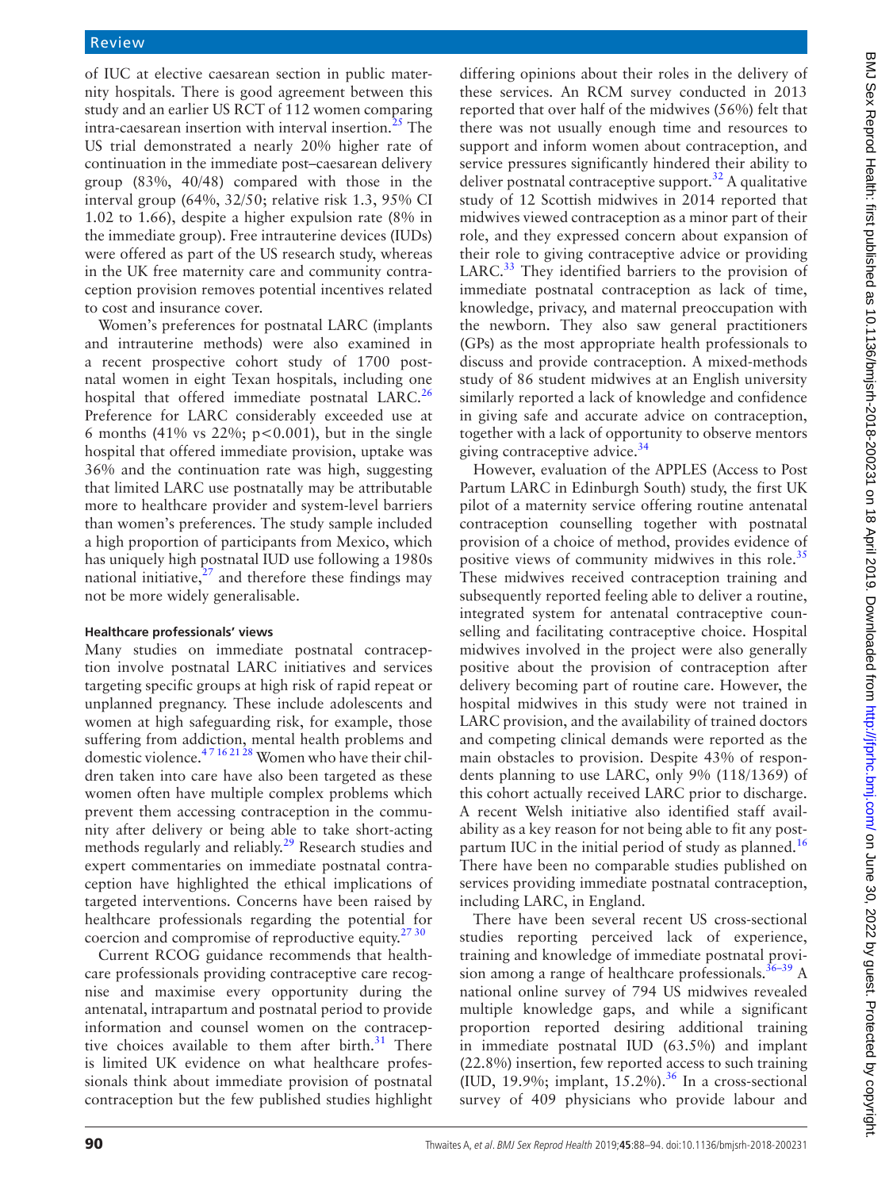of IUC at elective caesarean section in public maternity hospitals. There is good agreement between this study and an earlier US RCT of 112 women comparing intra-caesarean insertion with interval insertion.[25] The US trial demonstrated a nearly 20% higher rate of continuation in the immediate post–caesarean delivery group (83%, 40/48) compared with those in the interval group (64%, 32/50; relative risk 1.3, 95% CI 1.02 to 1.66), despite a higher expulsion rate (8% in the immediate group). Free intrauterine devices (IUDs) were offered as part of the US research study, whereas in the UK free maternity care and community contraception provision removes potential incentives related to cost and insurance cover.

Women's preferences for postnatal LARC (implants and intrauterine methods) were also examined in a recent prospective cohort study of 1700 postnatal women in eight Texan hospitals, including one hospital that offered immediate postnatal LARC.[26] Preference for LARC considerably exceeded use at 6 months (41% vs 22%; $p<0.001$), but in the single hospital that offered immediate provision, uptake was 36% and the continuation rate was high, suggesting that limited LARC use postnatally may be attributable more to healthcare provider and system-level barriers than women's preferences. The study sample included a high proportion of participants from Mexico, which has uniquely high postnatal IUD use following a 1980s national initiative,[27] and therefore these findings may not be more widely generalisable.

#### Healthcare professionals' views

Many studies on immediate postnatal contraception involve postnatal LARC initiatives and services targeting specific groups at high risk of rapid repeat or unplanned pregnancy. These include adolescents and women at high safeguarding risk, for example, those suffering from addiction, mental health problems and domestic violence.[4 7 16 21 28] Women who have their children taken into care have also been targeted as these women often have multiple complex problems which prevent them accessing contraception in the community after delivery or being able to take short-acting methods regularly and reliably.[29] Research studies and expert commentaries on immediate postnatal contraception have highlighted the ethical implications of targeted interventions. Concerns have been raised by healthcare professionals regarding the potential for coercion and compromise of reproductive equity.[27 30]

Current RCOG guidance recommends that healthcare professionals providing contraceptive care recognise and maximise every opportunity during the antenatal, intrapartum and postnatal period to provide information and counsel women on the contraceptive choices available to them after birth.[31] There is limited UK evidence on what healthcare professionals think about immediate provision of postnatal contraception but the few published studies highlight differing opinions about their roles in the delivery of these services. An RCM survey conducted in 2013 reported that over half of the midwives (56%) felt that there was not usually enough time and resources to support and inform women about contraception, and service pressures significantly hindered their ability to deliver postnatal contraceptive support.[32] A qualitative study of 12 Scottish midwives in 2014 reported that midwives viewed contraception as a minor part of their role, and they expressed concern about expansion of their role to giving contraceptive advice or providing LARC.[33] They identified barriers to the provision of immediate postnatal contraception as lack of time, knowledge, privacy, and maternal preoccupation with the newborn. They also saw general practitioners (GPs) as the most appropriate health professionals to discuss and provide contraception. A mixed-methods study of 86 student midwives at an English university similarly reported a lack of knowledge and confidence in giving safe and accurate advice on contraception, together with a lack of opportunity to observe mentors giving contraceptive advice.[34]

However, evaluation of the APPLES (Access to Post Partum LARC in Edinburgh South) study, the first UK pilot of a maternity service offering routine antenatal contraception counselling together with postnatal provision of a choice of method, provides evidence of positive views of community midwives in this role.[35] These midwives received contraception training and subsequently reported feeling able to deliver a routine, integrated system for antenatal contraceptive counselling and facilitating contraceptive choice. Hospital midwives involved in the project were also generally positive about the provision of contraception after delivery becoming part of routine care. However, the hospital midwives in this study were not trained in LARC provision, and the availability of trained doctors and competing clinical demands were reported as the main obstacles to provision. Despite 43% of respondents planning to use LARC, only 9% (118/1369) of this cohort actually received LARC prior to discharge. A recent Welsh initiative also identified staff availability as a key reason for not being able to fit any postpartum IUC in the initial period of study as planned.[16] There have been no comparable studies published on services providing immediate postnatal contraception, including LARC, in England.

There have been several recent US cross-sectional studies reporting perceived lack of experience, training and knowledge of immediate postnatal provision among a range of healthcare professionals.[36–39] A national online survey of 794 US midwives revealed multiple knowledge gaps, and while a significant proportion reported desiring additional training in immediate postnatal IUD (63.5%) and implant (22.8%) insertion, few reported access to such training (IUD, 19.9%; implant, 15.2%).[36] In a cross-sectional survey of 409 physicians who provide labour and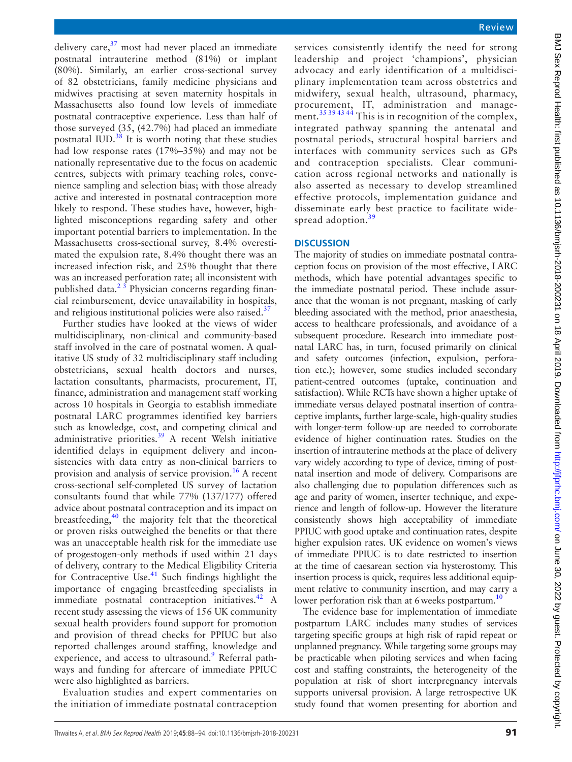delivery care,[37] most had never placed an immediate postnatal intrauterine method (81%) or implant (80%). Similarly, an earlier cross-sectional survey of 82 obstetricians, family medicine physicians and midwives practising at seven maternity hospitals in Massachusetts also found low levels of immediate postnatal contraceptive experience. Less than half of those surveyed (35, (42.7%) had placed an immediate postnatal IUD.[38] It is worth noting that these studies had low response rates (17%–35%) and may not be nationally representative due to the focus on academic centres, subjects with primary teaching roles, convenience sampling and selection bias; with those already active and interested in postnatal contraception more likely to respond. These studies have, however, highlighted misconceptions regarding safety and other important potential barriers to implementation. In the Massachusetts cross-sectional survey, 8.4% overestimated the expulsion rate, 8.4% thought there was an increased infection risk, and 25% thought that there was an increased perforation rate; all inconsistent with published data.[2 3] Physician concerns regarding financial reimbursement, device unavailability in hospitals, and religious institutional policies were also raised.[37]

Further studies have looked at the views of wider multidisciplinary, non-clinical and community-based staff involved in the care of postnatal women. A qualitative US study of 32 multidisciplinary staff including obstetricians, sexual health doctors and nurses, lactation consultants, pharmacists, procurement, IT, finance, administration and management staff working across 10 hospitals in Georgia to establish immediate postnatal LARC programmes identified key barriers such as knowledge, cost, and competing clinical and administrative priorities.[39] A recent Welsh initiative identified delays in equipment delivery and inconsistencies with data entry as non-clinical barriers to provision and analysis of service provision.[16] A recent cross-sectional self-completed US survey of lactation consultants found that while 77% (137/177) offered advice about postnatal contraception and its impact on breastfeeding,[40] the majority felt that the theoretical or proven risks outweighed the benefits or that there was an unacceptable health risk for the immediate use of progestogen-only methods if used within 21 days of delivery, contrary to the Medical Eligibility Criteria for Contraceptive Use.[41] Such findings highlight the importance of engaging breastfeeding specialists in immediate postnatal contraception initiatives.[42] A recent study assessing the views of 156 UK community sexual health providers found support for promotion and provision of thread checks for PPIUC but also reported challenges around staffing, knowledge and experience, and access to ultrasound.[9] Referral pathways and funding for aftercare of immediate PPIUC were also highlighted as barriers.

Evaluation studies and expert commentaries on the initiation of immediate postnatal contraception services consistently identify the need for strong leadership and project 'champions', physician advocacy and early identification of a multidisciplinary implementation team across obstetrics and midwifery, sexual health, ultrasound, pharmacy, procurement, IT, administration and management.[35 39 43 44] This is in recognition of the complex, integrated pathway spanning the antenatal and postnatal periods, structural hospital barriers and interfaces with community services such as GPs and contraception specialists. Clear communication across regional networks and nationally is also asserted as necessary to develop streamlined effective protocols, implementation guidance and disseminate early best practice to facilitate widespread adoption.[39]

## DISCUSSION

The majority of studies on immediate postnatal contraception focus on provision of the most effective, LARC methods, which have potential advantages specific to the immediate postnatal period. These include assurance that the woman is not pregnant, masking of early bleeding associated with the method, prior anaesthesia, access to healthcare professionals, and avoidance of a subsequent procedure. Research into immediate postnatal LARC has, in turn, focused primarily on clinical and safety outcomes (infection, expulsion, perforation etc.); however, some studies included secondary patient-centred outcomes (uptake, continuation and satisfaction). While RCTs have shown a higher uptake of immediate versus delayed postnatal insertion of contraceptive implants, further large-scale, high-quality studies with longer-term follow-up are needed to corroborate evidence of higher continuation rates. Studies on the insertion of intrauterine methods at the place of delivery vary widely according to type of device, timing of postnatal insertion and mode of delivery. Comparisons are also challenging due to population differences such as age and parity of women, inserter technique, and experience and length of follow-up. However the literature consistently shows high acceptability of immediate PPIUC with good uptake and continuation rates, despite higher expulsion rates. UK evidence on women's views of immediate PPIUC is to date restricted to insertion at the time of caesarean section via hysterostomy. This insertion process is quick, requires less additional equipment relative to community insertion, and may carry a lower perforation risk than at 6 weeks postpartum.[10]

The evidence base for implementation of immediate postpartum LARC includes many studies of services targeting specific groups at high risk of rapid repeat or unplanned pregnancy. While targeting some groups may be practicable when piloting services and when facing cost and staffing constraints, the heterogeneity of the population at risk of short interpregnancy intervals supports universal provision. A large retrospective UK study found that women presenting for abortion and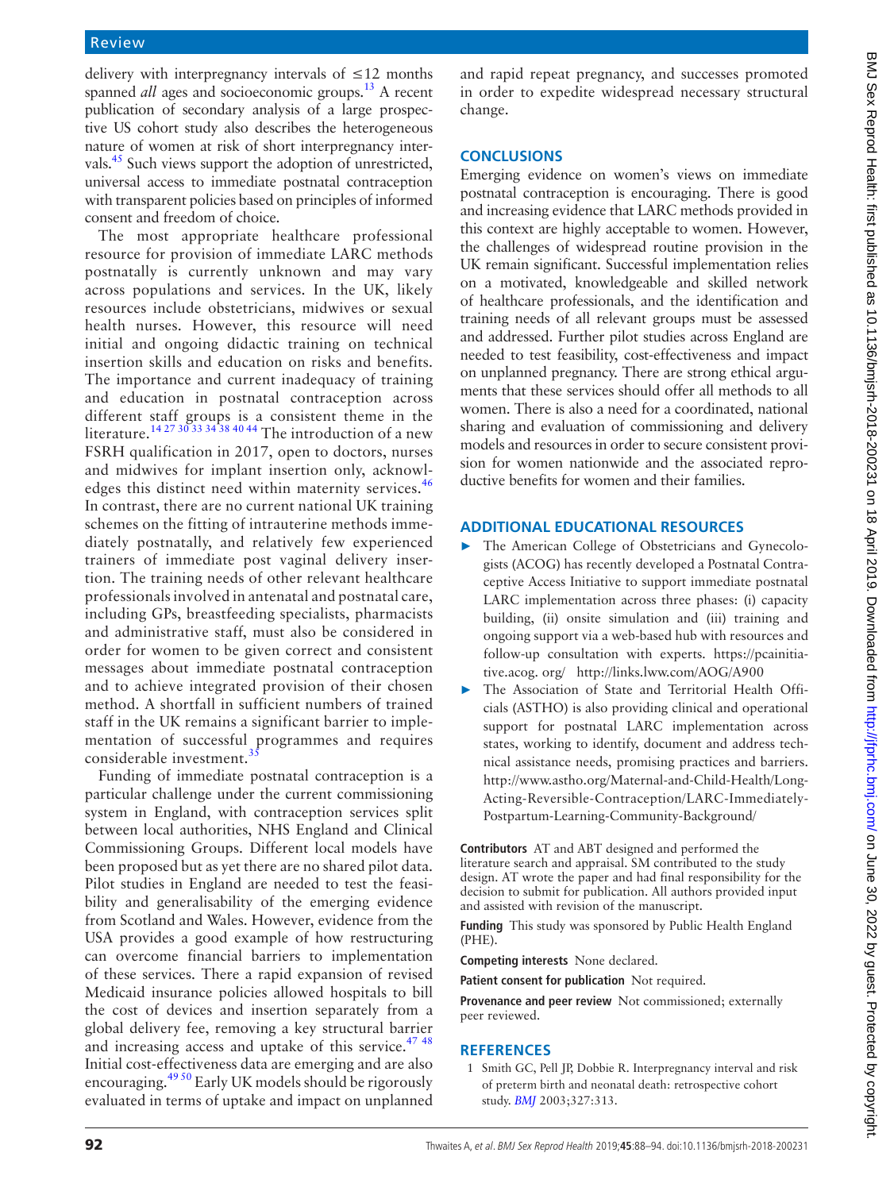delivery with interpregnancy intervals of ≤12 months spanned *all* ages and socioeconomic groups.[13] A recent publication of secondary analysis of a large prospective US cohort study also describes the heterogeneous nature of women at risk of short interpregnancy intervals.[45] Such views support the adoption of unrestricted, universal access to immediate postnatal contraception with transparent policies based on principles of informed consent and freedom of choice.

The most appropriate healthcare professional resource for provision of immediate LARC methods postnatally is currently unknown and may vary across populations and services. In the UK, likely resources include obstetricians, midwives or sexual health nurses. However, this resource will need initial and ongoing didactic training on technical insertion skills and education on risks and benefits. The importance and current inadequacy of training and education in postnatal contraception across different staff groups is a consistent theme in the literature.[14 27 30 33 34 38 40 44] The introduction of a new FSRH qualification in 2017, open to doctors, nurses and midwives for implant insertion only, acknowledges this distinct need within maternity services.[46] In contrast, there are no current national UK training schemes on the fitting of intrauterine methods immediately postnatally, and relatively few experienced trainers of immediate post vaginal delivery insertion. The training needs of other relevant healthcare professionals involved in antenatal and postnatal care, including GPs, breastfeeding specialists, pharmacists and administrative staff, must also be considered in order for women to be given correct and consistent messages about immediate postnatal contraception and to achieve integrated provision of their chosen method. A shortfall in sufficient numbers of trained staff in the UK remains a significant barrier to implementation of successful programmes and requires considerable investment.[35]

Funding of immediate postnatal contraception is a particular challenge under the current commissioning system in England, with contraception services split between local authorities, NHS England and Clinical Commissioning Groups. Different local models have been proposed but as yet there are no shared pilot data. Pilot studies in England are needed to test the feasibility and generalisability of the emerging evidence from Scotland and Wales. However, evidence from the USA provides a good example of how restructuring can overcome financial barriers to implementation of these services. There a rapid expansion of revised Medicaid insurance policies allowed hospitals to bill the cost of devices and insertion separately from a global delivery fee, removing a key structural barrier and increasing access and uptake of this service.[47 48] Initial cost-effectiveness data are emerging and are also encouraging.[49 50] Early UK models should be rigorously evaluated in terms of uptake and impact on unplanned and rapid repeat pregnancy, and successes promoted in order to expedite widespread necessary structural change.

## CONCLUSIONS

Emerging evidence on women's views on immediate postnatal contraception is encouraging. There is good and increasing evidence that LARC methods provided in this context are highly acceptable to women. However, the challenges of widespread routine provision in the UK remain significant. Successful implementation relies on a motivated, knowledgeable and skilled network of healthcare professionals, and the identification and training needs of all relevant groups must be assessed and addressed. Further pilot studies across England are needed to test feasibility, cost-effectiveness and impact on unplanned pregnancy. There are strong ethical arguments that these services should offer all methods to all women. There is also a need for a coordinated, national sharing and evaluation of commissioning and delivery models and resources in order to secure consistent provision for women nationwide and the associated reproductive benefits for women and their families.

## ADDITIONAL EDUCATIONAL RESOURCES

- The American College of Obstetricians and Gynecologists (ACOG) has recently developed a Postnatal Contraceptive Access Initiative to support immediate postnatal LARC implementation across three phases: (i) capacity building, (ii) onsite simulation and (iii) training and ongoing support via a web-based hub with resources and follow-up consultation with experts. https://pcainitiative.acog.org/ http://links.lww.com/AOG/A900
- The Association of State and Territorial Health Officials (ASTHO) is also providing clinical and operational support for postnatal LARC implementation across states, working to identify, document and address technical assistance needs, promising practices and barriers. http://www.astho.org/Maternal-and-Child-Health/Long-Acting-Reversible-Contraception/LARC-Immediately-Postpartum-Learning-Community-Background/

**Contributors** AT and ABT designed and performed the literature search and appraisal. SM contributed to the study design. AT wrote the paper and had final responsibility for the decision to submit for publication. All authors provided input and assisted with revision of the manuscript.

**Funding** This study was sponsored by Public Health England (PHE).

**Competing interests** None declared.

**Patient consent for publication** Not required.

**Provenance and peer review** Not commissioned; externally peer reviewed.

## REFERENCES

1. Smith GC, Pell JP, Dobbie R. Interpregnancy interval and risk of preterm birth and neonatal death: retrospective cohort study. *BMJ* 2003;327:313.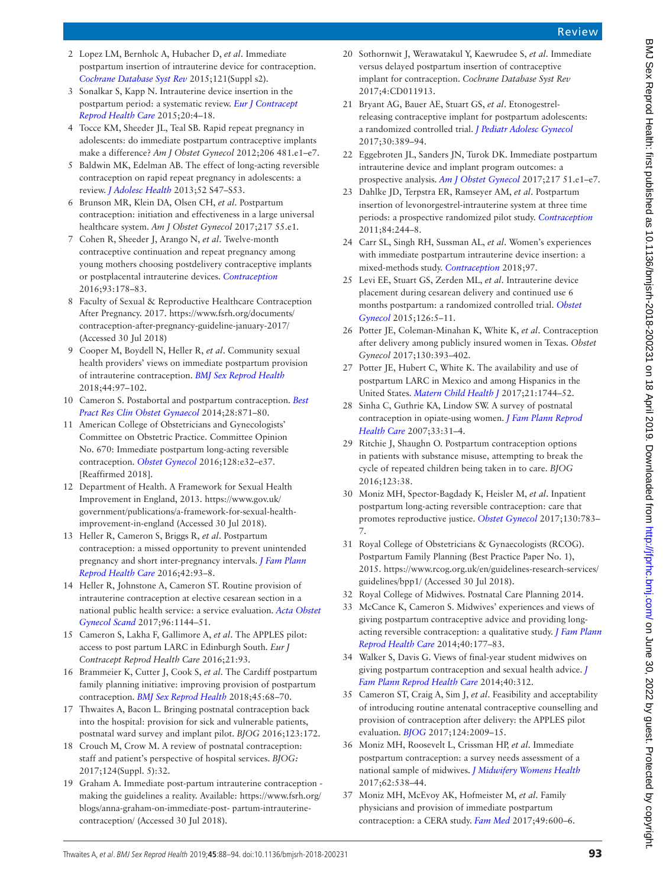2. Lopez LM, Bernholc A, Hubacher D, *et al*. Immediate postpartum insertion of intrauterine device for contraception. *Cochrane Database Syst Rev* 2015;121(Suppl s2).
3. Sonalkar S, Kapp N. Intrauterine device insertion in the postpartum period: a systematic review. *Eur J Contracept Reprod Health Care* 2015;20:4–18.
4. Tocce KM, Sheeder JL, Teal SB. Rapid repeat pregnancy in adolescents: do immediate postpartum contraceptive implants make a difference? *Am J Obstet Gynecol* 2012;206 481.e1–e7.
5. Baldwin MK, Edelman AB. The effect of long-acting reversible contraception on rapid repeat pregnancy in adolescents: a review. *J Adolesc Health* 2013;52 S47–S53.
6. Brunson MR, Klein DA, Olsen CH, *et al*. Postpartum contraception: initiation and effectiveness in a large universal healthcare system. *Am J Obstet Gynecol* 2017;217 55.e1.
7. Cohen R, Sheeder J, Arango N, *et al*. Twelve-month contraceptive continuation and repeat pregnancy among young mothers choosing postdelivery contraceptive implants or postplacental intrauterine devices. *Contraception* 2016;93:178–83.
8. Faculty of Sexual & Reproductive Healthcare Contraception After Pregnancy. 2017. https://www.fsrh.org/documents/contraception-after-pregnancy-guideline-january-2017/ (Accessed 30 Jul 2018)
9. Cooper M, Boydell N, Heller R, *et al*. Community sexual health providers' views on immediate postpartum provision of intrauterine contraception. *BMJ Sex Reprod Health* 2018;44:97–102.
10. Cameron S. Postabortal and postpartum contraception. *Best Pract Res Clin Obstet Gynaecol* 2014;28:871–80.
11. American College of Obstetricians and Gynecologists' Committee on Obstetric Practice. Committee Opinion No. 670: Immediate postpartum long-acting reversible contraception. *Obstet Gynecol* 2016;128:e32–e37. [Reaffirmed 2018].
12. Department of Health. A Framework for Sexual Health Improvement in England, 2013. https://www.gov.uk/government/publications/a-framework-for-sexual-health-improvement-in-england (Accessed 30 Jul 2018).
13. Heller R, Cameron S, Briggs R, *et al*. Postpartum contraception: a missed opportunity to prevent unintended pregnancy and short inter-pregnancy intervals. *J Fam Plann Reprod Health Care* 2016;42:93–8.
14. Heller R, Johnstone A, Cameron ST. Routine provision of intrauterine contraception at elective cesarean section in a national public health service: a service evaluation. *Acta Obstet Gynecol Scand* 2017;96:1144–51.
15. Cameron S, Lakha F, Gallimore A, *et al*. The APPLES pilot: access to post partum LARC in Edinburgh South. *Eur J Contracept Reprod Health Care* 2016;21:93.
16. Brammeier K, Cutter J, Cook S, *et al*. The Cardiff postpartum family planning initiative: improving provision of postpartum contraception. *BMJ Sex Reprod Health* 2018;45:68–70.
17. Thwaites A, Bacon L. Bringing postnatal contraception back into the hospital: provision for sick and vulnerable patients, postnatal ward survey and implant pilot. *BJOG* 2016;123:172.
18. Crouch M, Crow M. A review of postnatal contraception: staff and patient's perspective of hospital services. *BJOG:* 2017;124(Suppl. 5):32.
19. Graham A. Immediate post-partum intrauterine contraception - making the guidelines a reality. Available: https://www.fsrh.org/blogs/anna-graham-on-immediate-post- partum-intrauterine-contraception/ (Accessed 30 Jul 2018).
20. Sothornwit J, Werawatakul Y, Kaewrudee S, *et al*. Immediate versus delayed postpartum insertion of contraceptive implant for contraception. *Cochrane Database Syst Rev* 2017;4:CD011913.
21. Bryant AG, Bauer AE, Stuart GS, *et al*. Etonogestrel-releasing contraceptive implant for postpartum adolescents: a randomized controlled trial. *J Pediatr Adolesc Gynecol* 2017;30:389–94.
22. Eggebroten JL, Sanders JN, Turok DK. Immediate postpartum intrauterine device and implant program outcomes: a prospective analysis. *Am J Obstet Gynecol* 2017;217 51.e1–e7.
23. Dahlke JD, Terpstra ER, Ramseyer AM, *et al*. Postpartum insertion of levonorgestrel-intrauterine system at three time periods: a prospective randomized pilot study. *Contraception* 2011;84:244–8.
24. Carr SL, Singh RH, Sussman AL, *et al*. Women's experiences with immediate postpartum intrauterine device insertion: a mixed-methods study. *Contraception* 2018;97.
25. Levi EE, Stuart GS, Zerden ML, *et al*. Intrauterine device placement during cesarean delivery and continued use 6 months postpartum: a randomized controlled trial. *Obstet Gynecol* 2015;126:5–11.
26. Potter JE, Coleman-Minahan K, White K, *et al*. Contraception after delivery among publicly insured women in Texas. *Obstet Gynecol* 2017;130:393–402.
27. Potter JE, Hubert C, White K. The availability and use of postpartum LARC in Mexico and among Hispanics in the United States. *Matern Child Health J* 2017;21:1744–52.
28. Sinha C, Guthrie KA, Lindow SW. A survey of postnatal contraception in opiate-using women. *J Fam Plann Reprod Health Care* 2007;33:31–4.
29. Ritchie J, Shaughn O. Postpartum contraception options in patients with substance misuse, attempting to break the cycle of repeated children being taken in to care. *BJOG* 2016;123:38.
30. Moniz MH, Spector-Bagdady K, Heisler M, *et al*. Inpatient postpartum long-acting reversible contraception: care that promotes reproductive justice. *Obstet Gynecol* 2017;130:783–7.
31. Royal College of Obstetricians & Gynaecologists (RCOG). Postpartum Family Planning (Best Practice Paper No. 1), 2015. https://www.rcog.org.uk/en/guidelines-research-services/guidelines/bpp1/ (Accessed 30 Jul 2018).
32. Royal College of Midwives. Postnatal Care Planning 2014.
33. McCance K, Cameron S. Midwives' experiences and views of giving postpartum contraceptive advice and providing long-acting reversible contraception: a qualitative study. *J Fam Plann Reprod Health Care* 2014;40:177–83.
34. Walker S, Davis G. Views of final-year student midwives on giving postpartum contraception and sexual health advice. *J Fam Plann Reprod Health Care* 2014;40:312.
35. Cameron ST, Craig A, Sim J, *et al*. Feasibility and acceptability of introducing routine antenatal contraceptive counselling and provision of contraception after delivery: the APPLES pilot evaluation. *BJOG* 2017;124:2009–15.
36. Moniz MH, Roosevelt L, Crissman HP, *et al*. Immediate postpartum contraception: a survey needs assessment of a national sample of midwives. *J Midwifery Womens Health* 2017;62:538–44.
37. Moniz MH, McEvoy AK, Hofmeister M, *et al*. Family physicians and provision of immediate postpartum contraception: a CERA study. *Fam Med* 2017;49:600–6.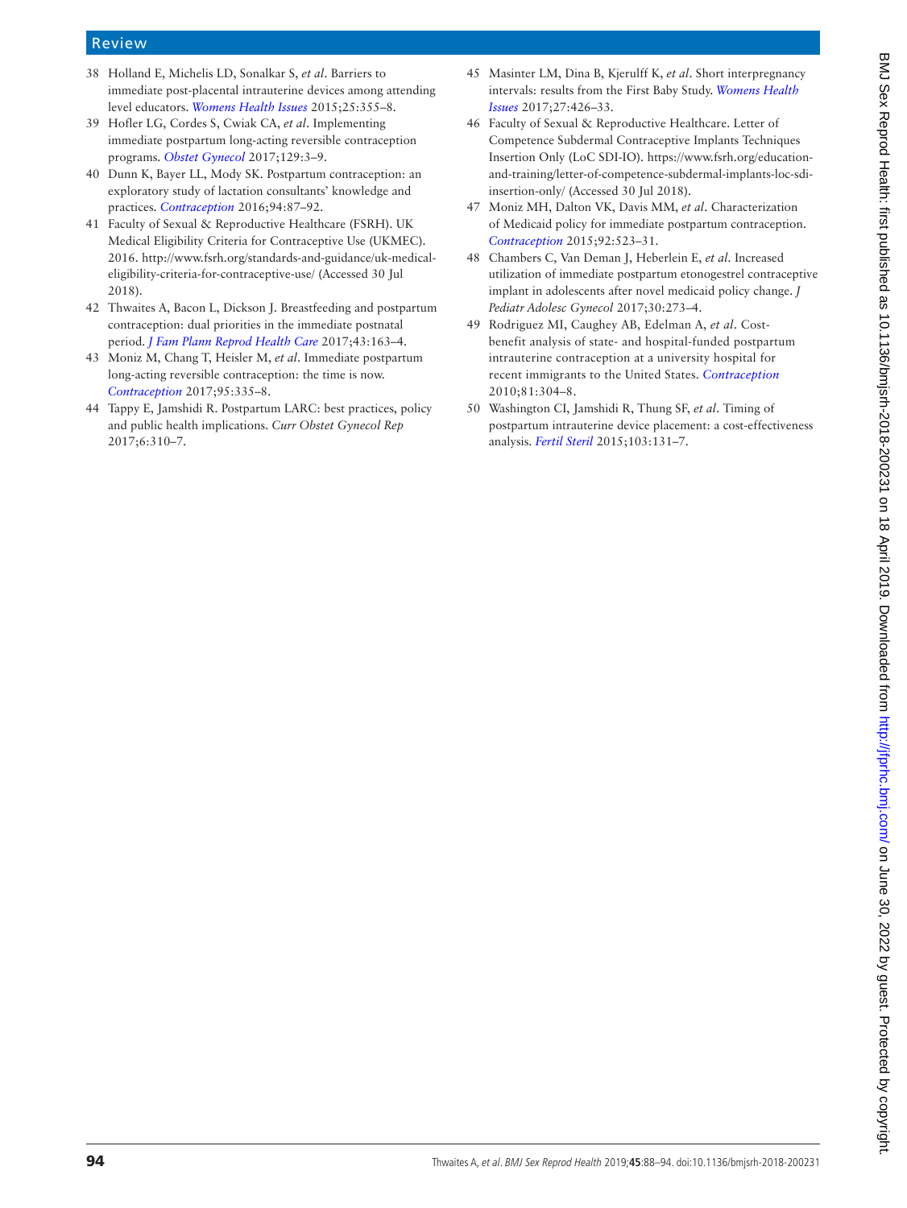38 Holland E, Michelis LD, Sonalkar S, *et al*. Barriers to immediate post-placental intrauterine devices among attending level educators. *Womens Health Issues* 2015;25:355–8.

39 Hofler LG, Cordes S, Cwiak CA, *et al*. Implementing immediate postpartum long-acting reversible contraception programs. *Obstet Gynecol* 2017;129:3–9.

40 Dunn K, Bayer LL, Mody SK. Postpartum contraception: an exploratory study of lactation consultants' knowledge and practices. *Contraception* 2016;94:87–92.

41 Faculty of Sexual & Reproductive Healthcare (FSRH). UK Medical Eligibility Criteria for Contraceptive Use (UKMEC). 2016. http://www.fsrh.org/standards-and-guidance/uk-medical-eligibility-criteria-for-contraceptive-use/ (Accessed 30 Jul 2018).

42 Thwaites A, Bacon L, Dickson J. Breastfeeding and postpartum contraception: dual priorities in the immediate postnatal period. *J Fam Plann Reprod Health Care* 2017;43:163–4.

43 Moniz M, Chang T, Heisler M, *et al*. Immediate postpartum long-acting reversible contraception: the time is now. *Contraception* 2017;95:335–8.

44 Tappy E, Jamshidi R. Postpartum LARC: best practices, policy and public health implications. *Curr Obstet Gynecol Rep* 2017;6:310–7.

45 Masinter LM, Dina B, Kjerulff K, *et al*. Short interpregnancy intervals: results from the First Baby Study. *Womens Health Issues* 2017;27:426–33.

46 Faculty of Sexual & Reproductive Healthcare. Letter of Competence Subdermal Contraceptive Implants Techniques Insertion Only (LoC SDI-IO). https://www.fsrh.org/education-and-training/letter-of-competence-subdermal-implants-loc-sdi-insertion-only/ (Accessed 30 Jul 2018).

47 Moniz MH, Dalton VK, Davis MM, *et al*. Characterization of Medicaid policy for immediate postpartum contraception. *Contraception* 2015;92:523–31.

48 Chambers C, Van Deman J, Heberlein E, *et al*. Increased utilization of immediate postpartum etonogestrel contraceptive implant in adolescents after novel medicaid policy change. *J Pediatr Adolesc Gynecol* 2017;30:273–4.

49 Rodriguez MI, Caughey AB, Edelman A, *et al*. Cost-benefit analysis of state- and hospital-funded postpartum intrauterine contraception at a university hospital for recent immigrants to the United States. *Contraception* 2010;81:304–8.

50 Washington CI, Jamshidi R, Thung SF, *et al*. Timing of postpartum intrauterine device placement: a cost-effectiveness analysis. *Fertil Steril* 2015;103:131–7.